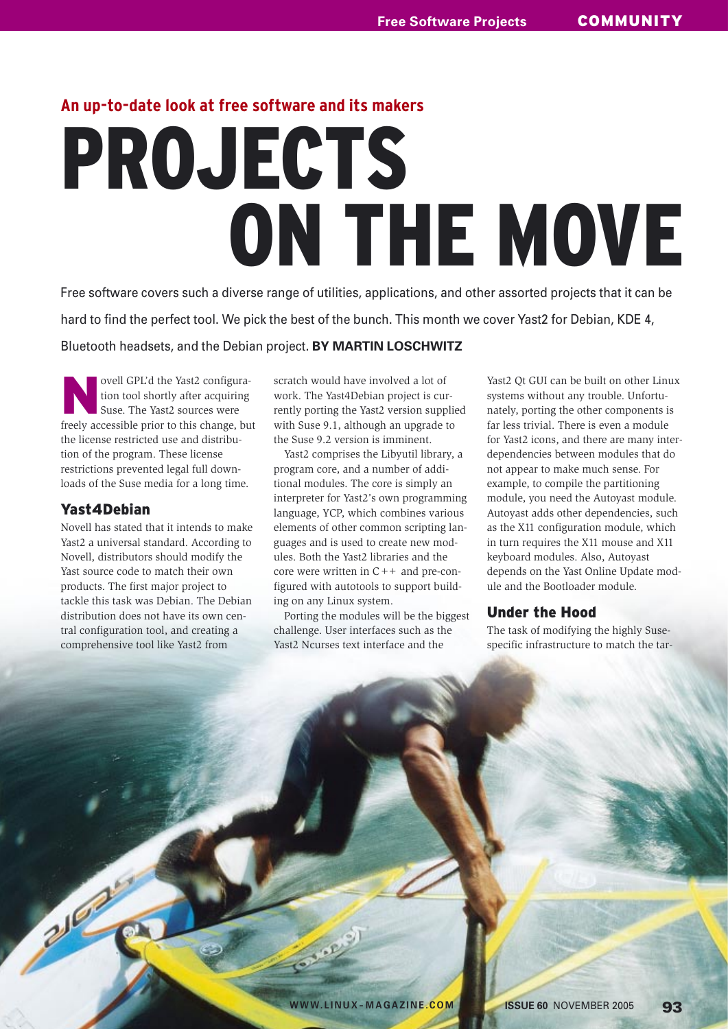An up-to-date look at free software and its makers

# PROJECTS ON THE MOVE

Free software covers such a diverse range of utilities, applications, and other assorted projects that it can be hard to find the perfect tool. We pick the best of the bunch. This month we cover Yast2 for Debian, KDE 4, Bluetooth headsets, and the Debian project. **BY MARTIN LOSCHWITZ**

Novell GPL'd the Yast2 configuration tool shortly after acquiring Suse. The Yast2 sources were freely accessible prior to this change, but the license restricted use and distribution of the program. These license restrictions prevented legal full downloads of the Suse media for a long time.

## Yast4Debian

Novell has stated that it intends to make Yast2 a universal standard. According to Novell, distributors should modify the Yast source code to match their own products. The first major project to tackle this task was Debian. The Debian distribution does not have its own central configuration tool, and creating a comprehensive tool like Yast2 from scratch would have involved a lot of work. The Yast4Debian project is currently porting the Yast2 version supplied with Suse 9.1, although an upgrade to the Suse 9.2 version is imminent.

Yast2 comprises the Libyutil library, a program core, and a number of additional modules. The core is simply an interpreter for Yast2's own programming language, YCP, which combines various elements of other common scripting languages and is used to create new modules. Both the Yast2 libraries and the core were written in C++ and pre-configured with autotools to support building on any Linux system.

Porting the modules will be the biggest challenge. User interfaces such as the Yast2 Ncurses text interface and the Yast2 Qt GUI can be built on other Linux systems without any trouble. Unfortunately, porting the other components is far less trivial. There is even a module for Yast2 icons, and there are many interdependencies between modules that do not appear to make much sense. For example, to compile the partitioning module, you need the Autoyast module. Autoyast adds other dependencies, such as the X11 configuration module, which in turn requires the X11 mouse and X11 keyboard modules. Also, Autoyast depends on the Yast Online Update module and the Bootloader module.

## Under the Hood

The task of modifying the highly Suse-specific infrastructure to match the tar-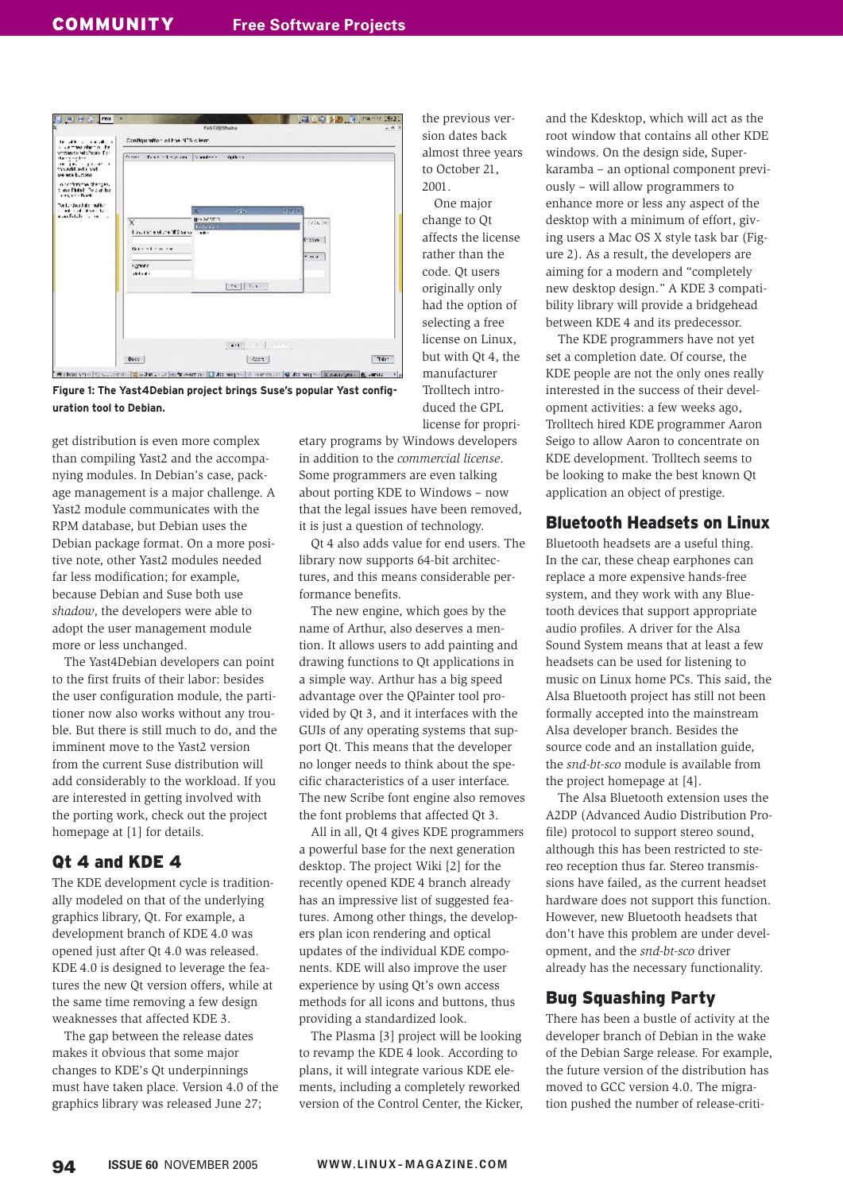Figure 1: The Yast4Debian project brings Suse's popular Yast configuration tool to Debian.

get distribution is even more complex than compiling Yast2 and the accompanying modules. In Debian's case, package management is a major challenge. A Yast2 module communicates with the RPM database, but Debian uses the Debian package format. On a more positive note, other Yast2 modules needed far less modification; for example, because Debian and Suse both use *shadow*, the developers were able to adopt the user management module more or less unchanged.

The Yast4Debian developers can point to the first fruits of their labor: besides the user configuration module, the partitioner now also works without any trouble. But there is still much to do, and the imminent move to the Yast2 version from the current Suse distribution will add considerably to the workload. If you are interested in getting involved with the porting work, check out the project homepage at [1] for details.

## Qt 4 and KDE 4

The KDE development cycle is traditionally modeled on that of the underlying graphics library, Qt. For example, a development branch of KDE 4.0 was opened just after Qt 4.0 was released. KDE 4.0 is designed to leverage the features the new Qt version offers, while at the same time removing a few design weaknesses that affected KDE 3.

The gap between the release dates makes it obvious that some major changes to KDE's Qt underpinnings must have taken place. Version 4.0 of the graphics library was released June 27; the previous version dates back almost three years to October 21, 2001.

One major change to Qt affects the license rather than the code. Qt users originally only had the option of selecting a free license on Linux, but with Qt 4, the manufacturer Trolltech introduced the GPL license for proprietary programs by Windows developers in addition to the *commercial license*. Some programmers are even talking about porting KDE to Windows – now that the legal issues have been removed, it is just a question of technology.

Qt 4 also adds value for end users. The library now supports 64-bit architectures, and this means considerable performance benefits.

The new engine, which goes by the name of Arthur, also deserves a mention. It allows users to add painting and drawing functions to Qt applications in a simple way. Arthur has a big speed advantage over the QPainter tool provided by Qt 3, and it interfaces with the GUIs of any operating systems that support Qt. This means that the developer no longer needs to think about the specific characteristics of a user interface. The new Scribe font engine also removes the font problems that affected Qt 3.

All in all, Qt 4 gives KDE programmers a powerful base for the next generation desktop. The project Wiki [2] for the recently opened KDE 4 branch already has an impressive list of suggested features. Among other things, the developers plan icon rendering and optical updates of the individual KDE components. KDE will also improve the user experience by using Qt's own access methods for all icons and buttons, thus providing a standardized look.

The Plasma [3] project will be looking to revamp the KDE 4 look. According to plans, it will integrate various KDE elements, including a completely reworked version of the Control Center, the Kicker, and the Kdesktop, which will act as the root window that contains all other KDE windows. On the design side, Superkaramba – an optional component previously – will allow programmers to enhance more or less any aspect of the desktop with a minimum of effort, giving users a Mac OS X style task bar (Figure 2). As a result, the developers are aiming for a modern and "completely new desktop design." A KDE 3 compatibility library will provide a bridgehead between KDE 4 and its predecessor.

The KDE programmers have not yet set a completion date. Of course, the KDE people are not the only ones really interested in the success of their development activities: a few weeks ago, Trolltech hired KDE programmer Aaron Seigo to allow Aaron to concentrate on KDE development. Trolltech seems to be looking to make the best known Qt application an object of prestige.

## Bluetooth Headsets on Linux

Bluetooth headsets are a useful thing. In the car, these cheap earphones can replace a more expensive hands-free system, and they work with any Bluetooth devices that support appropriate audio profiles. A driver for the Alsa Sound System means that at least a few headsets can be used for listening to music on Linux home PCs. This said, the Alsa Bluetooth project has still not been formally accepted into the mainstream Alsa developer branch. Besides the source code and an installation guide, the *snd-bt-sco* module is available from the project homepage at [4].

The Alsa Bluetooth extension uses the A2DP (Advanced Audio Distribution Profile) protocol to support stereo sound, although this has been restricted to stereo reception thus far. Stereo transmissions have failed, as the current headset hardware does not support this function. However, new Bluetooth headsets that don't have this problem are under development, and the *snd-bt-sco* driver already has the necessary functionality.

## Bug Squashing Party

There has been a bustle of activity at the developer branch of Debian in the wake of the Debian Sarge release. For example, the future version of the distribution has moved to GCC version 4.0. The migration pushed the number of release-criti-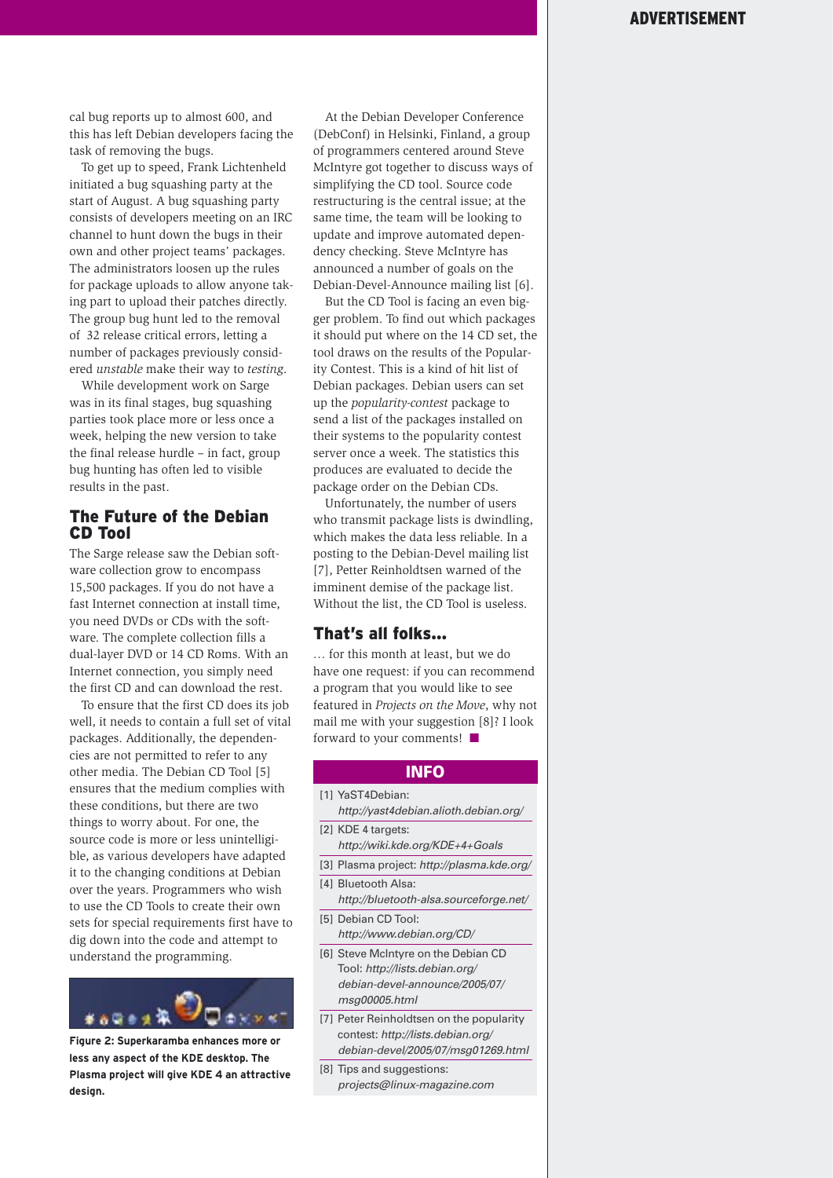cal bug reports up to almost 600, and this has left Debian developers facing the task of removing the bugs.

To get up to speed, Frank Lichtenheld initiated a bug squashing party at the start of August. A bug squashing party consists of developers meeting on an IRC channel to hunt down the bugs in their own and other project teams' packages. The administrators loosen up the rules for package uploads to allow anyone taking part to upload their patches directly. The group bug hunt led to the removal of 32 release critical errors, letting a number of packages previously considered *unstable* make their way to *testing*.

While development work on Sarge was in its final stages, bug squashing parties took place more or less once a week, helping the new version to take the final release hurdle – in fact, group bug hunting has often led to visible results in the past.

## The Future of the Debian CD Tool

The Sarge release saw the Debian software collection grow to encompass 15,500 packages. If you do not have a fast Internet connection at install time, you need DVDs or CDs with the software. The complete collection fills a dual-layer DVD or 14 CD Roms. With an Internet connection, you simply need the first CD and can download the rest.

To ensure that the first CD does its job well, it needs to contain a full set of vital packages. Additionally, the dependencies are not permitted to refer to any other media. The Debian CD Tool [5] ensures that the medium complies with these conditions, but there are two things to worry about. For one, the source code is more or less unintelligible, as various developers have adapted it to the changing conditions at Debian over the years. Programmers who wish to use the CD Tools to create their own sets for special requirements first have to dig down into the code and attempt to understand the programming.

**Figure 2: Superkaramba enhances more or less any aspect of the KDE desktop. The Plasma project will give KDE 4 an attractive design.**

At the Debian Developer Conference (DebConf) in Helsinki, Finland, a group of programmers centered around Steve McIntyre got together to discuss ways of simplifying the CD tool. Source code restructuring is the central issue; at the same time, the team will be looking to update and improve automated dependency checking. Steve McIntyre has announced a number of goals on the Debian-Devel-Announce mailing list [6].

But the CD Tool is facing an even bigger problem. To find out which packages it should put where on the 14 CD set, the tool draws on the results of the Popularity Contest. This is a kind of hit list of Debian packages. Debian users can set up the *popularity-contest* package to send a list of the packages installed on their systems to the popularity contest server once a week. The statistics this produces are evaluated to decide the package order on the Debian CDs.

Unfortunately, the number of users who transmit package lists is dwindling, which makes the data less reliable. In a posting to the Debian-Devel mailing list [7], Petter Reinholdtsen warned of the imminent demise of the package list. Without the list, the CD Tool is useless.

## That's all folks...

... for this month at least, but we do have one request: if you can recommend a program that you would like to see featured in *Projects on the Move*, why not mail me with your suggestion [8]? I look forward to your comments! ■

### INFO

- [1] YaST4Debian: *http://yast4debian.alioth.debian.org/*
- [2] KDE 4 targets: *http://wiki.kde.org/KDE+4+Goals*
- [3] Plasma project: *http://plasma.kde.org/*
- [4] Bluetooth Alsa: *http://bluetooth-alsa.sourceforge.net/*
- [5] Debian CD Tool: *http://www.debian.org/CD/*
- [6] Steve McIntyre on the Debian CD Tool: *http://lists.debian.org/debian-devel-announce/2005/07/msg00005.html*
- [7] Peter Reinholdtsen on the popularity contest: *http://lists.debian.org/debian-devel/2005/07/msg01269.html*
- [8] Tips and suggestions: *projects@linux-magazine.com*